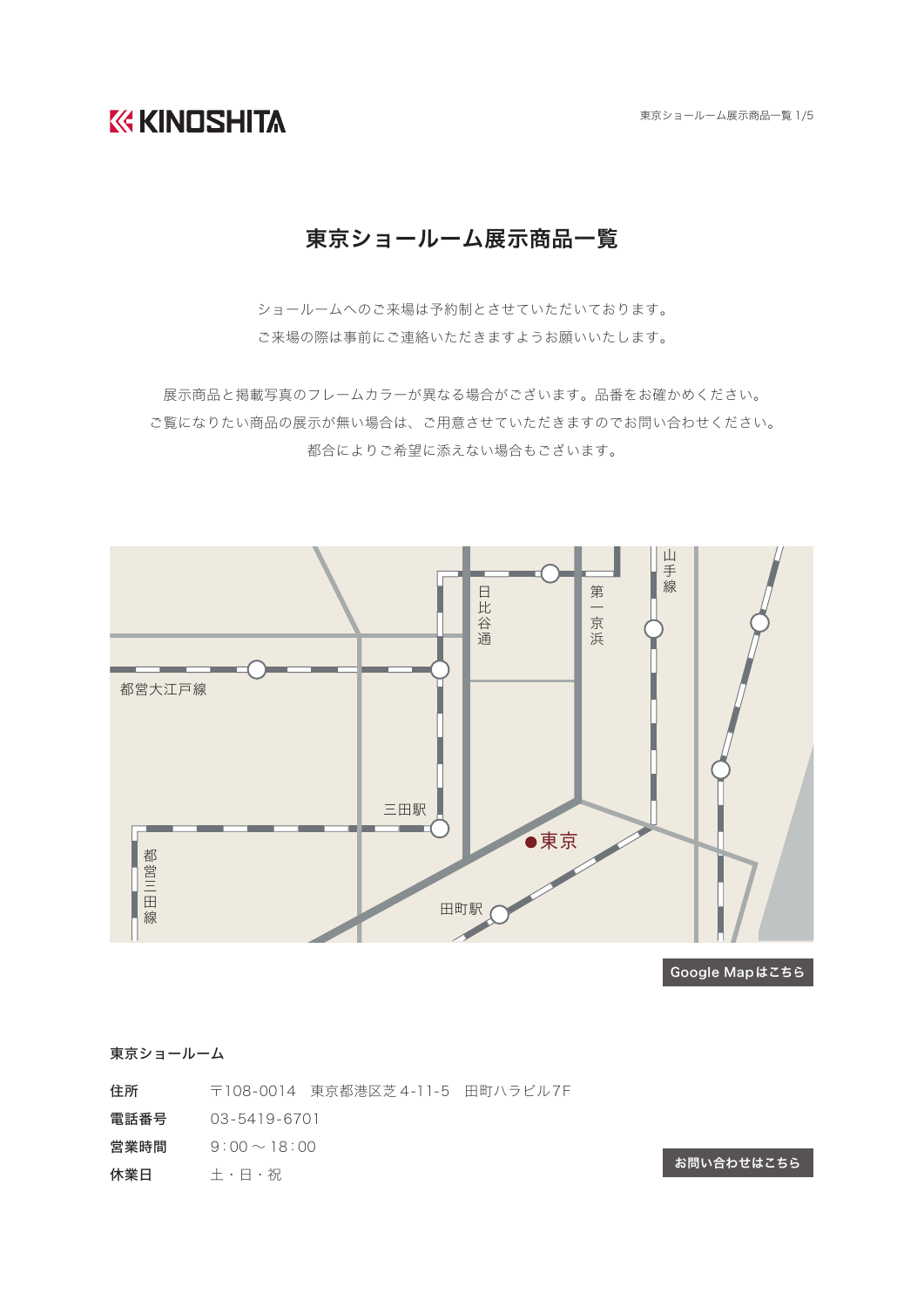KINOSHITA

# 東京ショールーム展示商品一覧

ショールームへのご来場は予約制とさせていただいております。
ご来場の際は事前にご連絡いただきますようお願いいたします。

展示商品と掲載写真のフレームカラーが異なる場合がございます。品番をお確かめください。
ご覧になりたい商品の展示が無い場合は、ご用意させていただきますのでお問い合わせください。
都合によりご希望に添えない場合もございます。

山手線
日比谷通
第一京浜
都営大江戸線
三田駅
●東京
都営三田線
田町駅

Google Mapはこちら

**東京ショールーム**

| | |
|---|---|
| **住所** | 〒108-0014　東京都港区芝 4-11-5　田町ハラビル7F |
| **電話番号** | 03-5419-6701 |
| **営業時間** | 9：00 ～ 18：00 |
| **休業日** | 土・日・祝 |

お問い合わせはこちら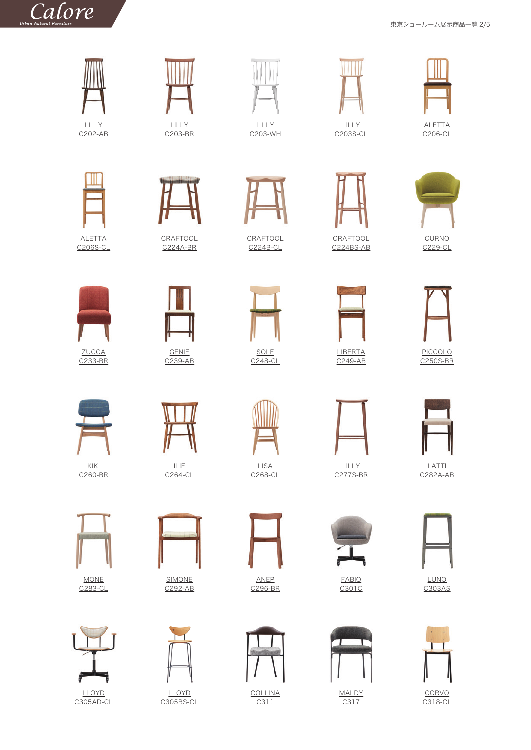Calore

*Urban Natural Furniture*

東京ショールーム展示商品一覧 2/5

| | | | | |
|---|---|---|---|---|
| LILLY<br>C202-AB | LILLY<br>C203-BR | LILLY<br>C203-WH | LILLY<br>C203S-CL | ALETTA<br>C206-CL |
| ALETTA<br>C206S-CL | CRAFTOOL<br>C224A-BR | CRAFTOOL<br>C224B-CL | CRAFTOOL<br>C224BS-AB | CURNO<br>C229-CL |
| ZUCCA<br>C233-BR | GENIE<br>C239-AB | SOLE<br>C248-CL | LIBERTA<br>C249-AB | PICCOLO<br>C250S-BR |
| KIKI<br>C260-BR | ILIE<br>C264-CL | LISA<br>C268-CL | LILLY<br>C277S-BR | LATTI<br>C282A-AB |
| MONE<br>C283-CL | SIMONE<br>C292-AB | ANEP<br>C296-BR | FABIO<br>C301C | LUNO<br>C303AS |
| LLOYD<br>C305AD-CL | LLOYD<br>C305BS-CL | COLLINA<br>C311 | MALDY<br>C317 | CORVO<br>C318-CL |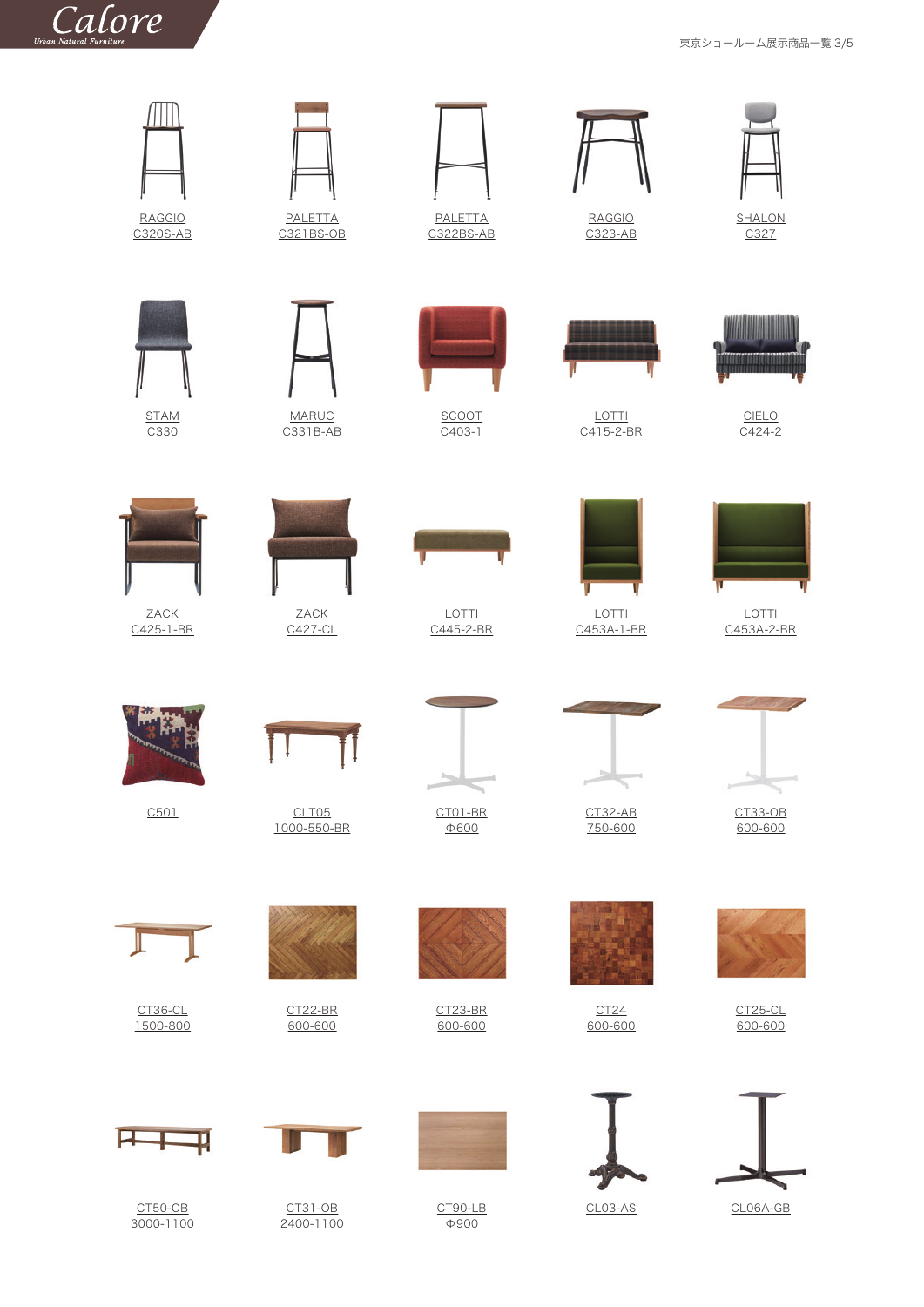| | | | | |
|---|---|---|---|---|
| RAGGIO<br>C320S-AB | PALETTA<br>C321BS-OB | PALETTA<br>C322BS-AB | RAGGIO<br>C323-AB | SHALON<br>C327 |
| STAM<br>C330 | MARUC<br>C331B-AB | SCOOT<br>C403-1 | LOTTI<br>C415-2-BR | CIELO<br>C424-2 |
| ZACK<br>C425-1-BR | ZACK<br>C427-CL | LOTTI<br>C445-2-BR | LOTTI<br>C453A-1-BR | LOTTI<br>C453A-2-BR |
| C501 | CLT05<br>1000-550-BR | CT01-BR<br>Φ600 | CT32-AB<br>750-600 | CT33-OB<br>600-600 |
| CT36-CL<br>1500-800 | CT22-BR<br>600-600 | CT23-BR<br>600-600 | CT24<br>600-600 | CT25-CL<br>600-600 |
| CT50-OB<br>3000-1100 | CT31-OB<br>2400-1100 | CT90-LB<br>Φ900 | CL03-AS | CL06A-GB |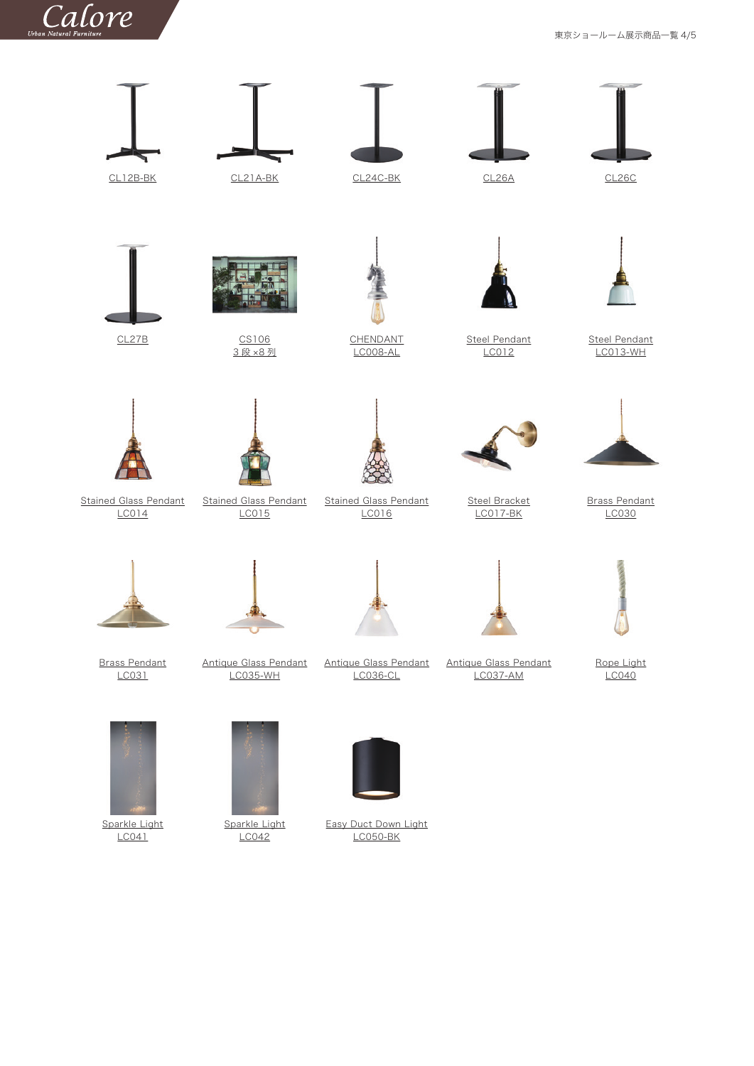CL12B-BK

CL21A-BK

CL24C-BK

CL26A

CL26C

CL27B

CS106
3 段 ×8 列

CHENDANT
LC008-AL

Steel Pendant
LC012

Steel Pendant
LC013-WH

Stained Glass Pendant
LC014

Stained Glass Pendant
LC015

Stained Glass Pendant
LC016

Steel Bracket
LC017-BK

Brass Pendant
LC030

Brass Pendant
LC031

Antique Glass Pendant
LC035-WH

Antique Glass Pendant
LC036-CL

Antique Glass Pendant
LC037-AM

Rope Light
LC040

Sparkle Light
LC041

Sparkle Light
LC042

Easy Duct Down Light
LC050-BK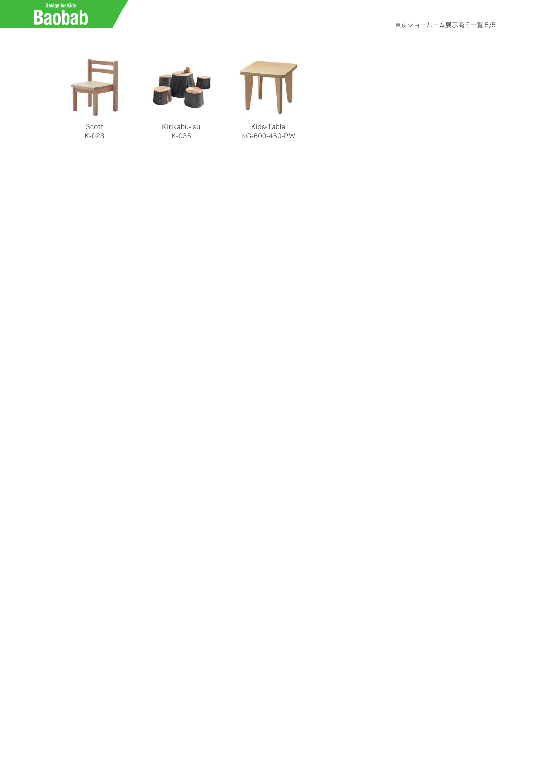Scott
K-028

Kirikabu-isu
K-035

Kids-Table
KG-600-450-PW